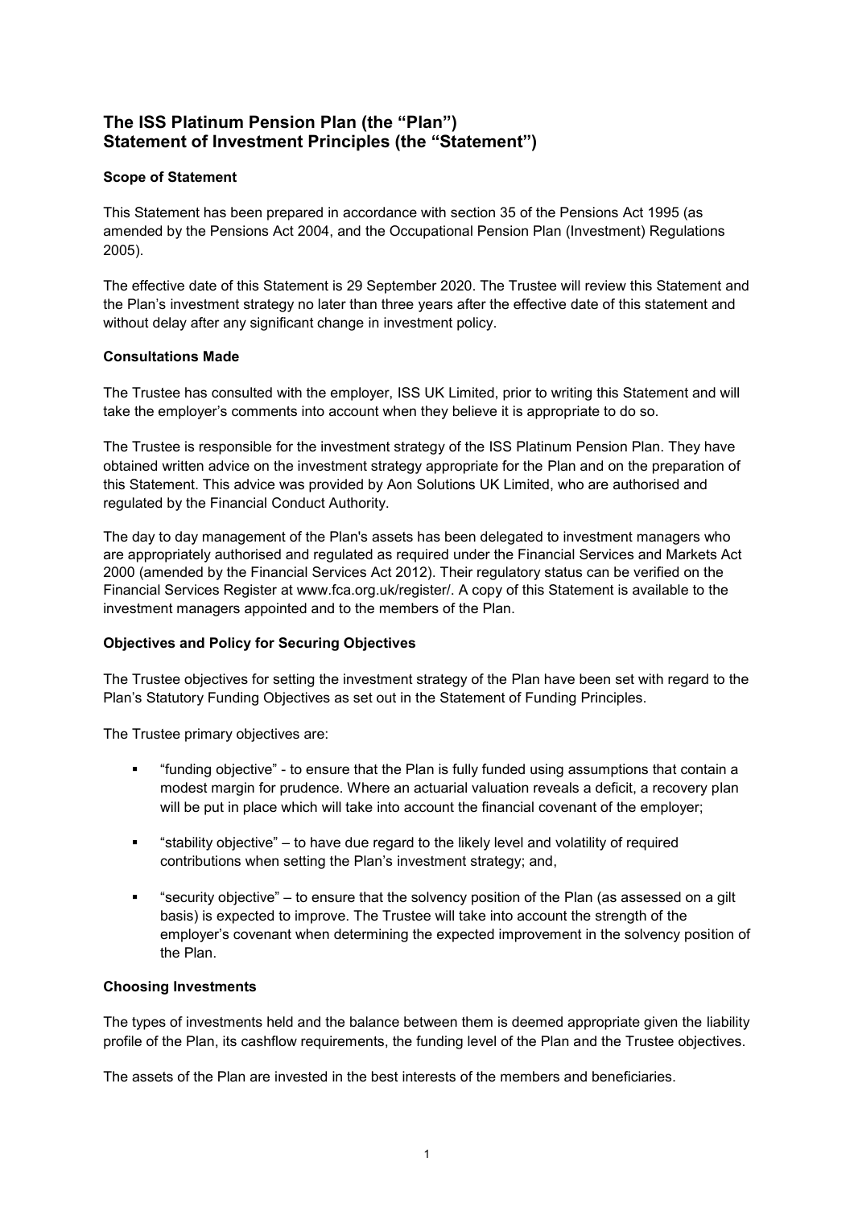# The ISS Platinum Pension Plan (the "Plan")
# Statement of Investment Principles (the "Statement")

**Scope of Statement**

This Statement has been prepared in accordance with section 35 of the Pensions Act 1995 (as amended by the Pensions Act 2004, and the Occupational Pension Plan (Investment) Regulations 2005).

The effective date of this Statement is 29 September 2020. The Trustee will review this Statement and the Plan's investment strategy no later than three years after the effective date of this statement and without delay after any significant change in investment policy.

**Consultations Made**

The Trustee has consulted with the employer, ISS UK Limited, prior to writing this Statement and will take the employer's comments into account when they believe it is appropriate to do so.

The Trustee is responsible for the investment strategy of the ISS Platinum Pension Plan. They have obtained written advice on the investment strategy appropriate for the Plan and on the preparation of this Statement. This advice was provided by Aon Solutions UK Limited, who are authorised and regulated by the Financial Conduct Authority.

The day to day management of the Plan's assets has been delegated to investment managers who are appropriately authorised and regulated as required under the Financial Services and Markets Act 2000 (amended by the Financial Services Act 2012). Their regulatory status can be verified on the Financial Services Register at www.fca.org.uk/register/. A copy of this Statement is available to the investment managers appointed and to the members of the Plan.

**Objectives and Policy for Securing Objectives**

The Trustee objectives for setting the investment strategy of the Plan have been set with regard to the Plan's Statutory Funding Objectives as set out in the Statement of Funding Principles.

The Trustee primary objectives are:

- "funding objective" - to ensure that the Plan is fully funded using assumptions that contain a modest margin for prudence. Where an actuarial valuation reveals a deficit, a recovery plan will be put in place which will take into account the financial covenant of the employer;
- "stability objective" – to have due regard to the likely level and volatility of required contributions when setting the Plan's investment strategy; and,
- "security objective" – to ensure that the solvency position of the Plan (as assessed on a gilt basis) is expected to improve. The Trustee will take into account the strength of the employer's covenant when determining the expected improvement in the solvency position of the Plan.

**Choosing Investments**

The types of investments held and the balance between them is deemed appropriate given the liability profile of the Plan, its cashflow requirements, the funding level of the Plan and the Trustee objectives.

The assets of the Plan are invested in the best interests of the members and beneficiaries.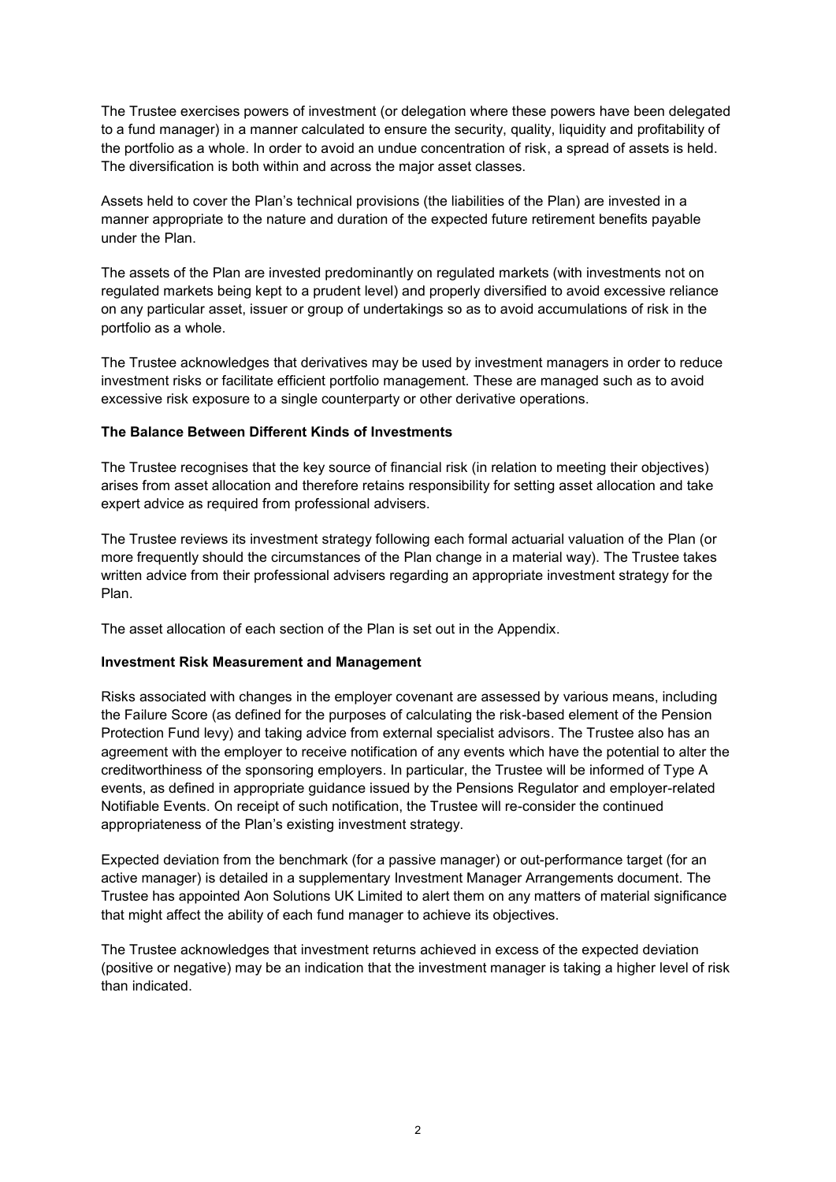The Trustee exercises powers of investment (or delegation where these powers have been delegated to a fund manager) in a manner calculated to ensure the security, quality, liquidity and profitability of the portfolio as a whole. In order to avoid an undue concentration of risk, a spread of assets is held. The diversification is both within and across the major asset classes.

Assets held to cover the Plan's technical provisions (the liabilities of the Plan) are invested in a manner appropriate to the nature and duration of the expected future retirement benefits payable under the Plan.

The assets of the Plan are invested predominantly on regulated markets (with investments not on regulated markets being kept to a prudent level) and properly diversified to avoid excessive reliance on any particular asset, issuer or group of undertakings so as to avoid accumulations of risk in the portfolio as a whole.

The Trustee acknowledges that derivatives may be used by investment managers in order to reduce investment risks or facilitate efficient portfolio management. These are managed such as to avoid excessive risk exposure to a single counterparty or other derivative operations.

**The Balance Between Different Kinds of Investments**

The Trustee recognises that the key source of financial risk (in relation to meeting their objectives) arises from asset allocation and therefore retains responsibility for setting asset allocation and take expert advice as required from professional advisers.

The Trustee reviews its investment strategy following each formal actuarial valuation of the Plan (or more frequently should the circumstances of the Plan change in a material way). The Trustee takes written advice from their professional advisers regarding an appropriate investment strategy for the Plan.

The asset allocation of each section of the Plan is set out in the Appendix.

**Investment Risk Measurement and Management**

Risks associated with changes in the employer covenant are assessed by various means, including the Failure Score (as defined for the purposes of calculating the risk-based element of the Pension Protection Fund levy) and taking advice from external specialist advisors. The Trustee also has an agreement with the employer to receive notification of any events which have the potential to alter the creditworthiness of the sponsoring employers. In particular, the Trustee will be informed of Type A events, as defined in appropriate guidance issued by the Pensions Regulator and employer-related Notifiable Events. On receipt of such notification, the Trustee will re-consider the continued appropriateness of the Plan's existing investment strategy.

Expected deviation from the benchmark (for a passive manager) or out-performance target (for an active manager) is detailed in a supplementary Investment Manager Arrangements document. The Trustee has appointed Aon Solutions UK Limited to alert them on any matters of material significance that might affect the ability of each fund manager to achieve its objectives.

The Trustee acknowledges that investment returns achieved in excess of the expected deviation (positive or negative) may be an indication that the investment manager is taking a higher level of risk than indicated.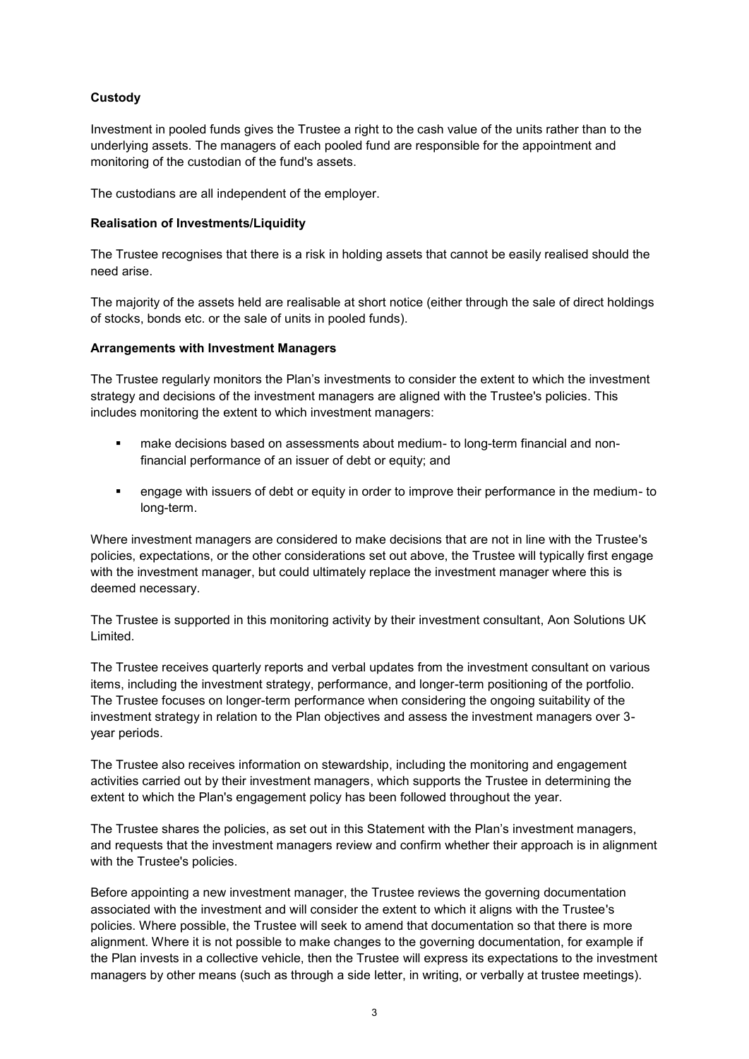**Custody**

Investment in pooled funds gives the Trustee a right to the cash value of the units rather than to the underlying assets. The managers of each pooled fund are responsible for the appointment and monitoring of the custodian of the fund's assets.

The custodians are all independent of the employer.

**Realisation of Investments/Liquidity**

The Trustee recognises that there is a risk in holding assets that cannot be easily realised should the need arise.

The majority of the assets held are realisable at short notice (either through the sale of direct holdings of stocks, bonds etc. or the sale of units in pooled funds).

**Arrangements with Investment Managers**

The Trustee regularly monitors the Plan's investments to consider the extent to which the investment strategy and decisions of the investment managers are aligned with the Trustee's policies. This includes monitoring the extent to which investment managers:

- make decisions based on assessments about medium- to long-term financial and non-financial performance of an issuer of debt or equity; and
- engage with issuers of debt or equity in order to improve their performance in the medium- to long-term.

Where investment managers are considered to make decisions that are not in line with the Trustee's policies, expectations, or the other considerations set out above, the Trustee will typically first engage with the investment manager, but could ultimately replace the investment manager where this is deemed necessary.

The Trustee is supported in this monitoring activity by their investment consultant, Aon Solutions UK Limited.

The Trustee receives quarterly reports and verbal updates from the investment consultant on various items, including the investment strategy, performance, and longer-term positioning of the portfolio. The Trustee focuses on longer-term performance when considering the ongoing suitability of the investment strategy in relation to the Plan objectives and assess the investment managers over 3-year periods.

The Trustee also receives information on stewardship, including the monitoring and engagement activities carried out by their investment managers, which supports the Trustee in determining the extent to which the Plan's engagement policy has been followed throughout the year.

The Trustee shares the policies, as set out in this Statement with the Plan's investment managers, and requests that the investment managers review and confirm whether their approach is in alignment with the Trustee's policies.

Before appointing a new investment manager, the Trustee reviews the governing documentation associated with the investment and will consider the extent to which it aligns with the Trustee's policies. Where possible, the Trustee will seek to amend that documentation so that there is more alignment. Where it is not possible to make changes to the governing documentation, for example if the Plan invests in a collective vehicle, then the Trustee will express its expectations to the investment managers by other means (such as through a side letter, in writing, or verbally at trustee meetings).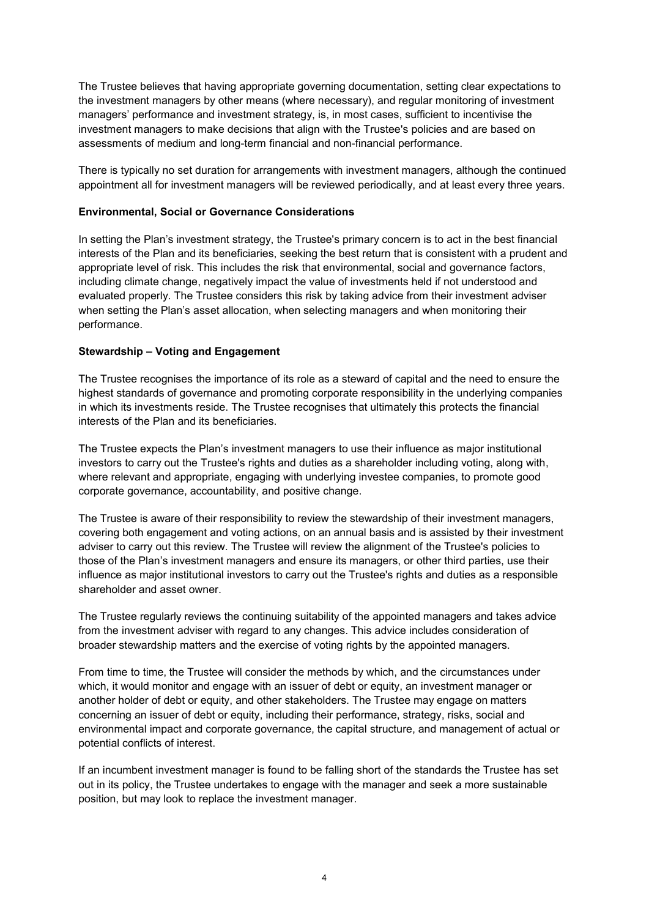The Trustee believes that having appropriate governing documentation, setting clear expectations to the investment managers by other means (where necessary), and regular monitoring of investment managers' performance and investment strategy, is, in most cases, sufficient to incentivise the investment managers to make decisions that align with the Trustee's policies and are based on assessments of medium and long-term financial and non-financial performance.

There is typically no set duration for arrangements with investment managers, although the continued appointment all for investment managers will be reviewed periodically, and at least every three years.

**Environmental, Social or Governance Considerations**

In setting the Plan's investment strategy, the Trustee's primary concern is to act in the best financial interests of the Plan and its beneficiaries, seeking the best return that is consistent with a prudent and appropriate level of risk. This includes the risk that environmental, social and governance factors, including climate change, negatively impact the value of investments held if not understood and evaluated properly. The Trustee considers this risk by taking advice from their investment adviser when setting the Plan's asset allocation, when selecting managers and when monitoring their performance.

**Stewardship – Voting and Engagement**

The Trustee recognises the importance of its role as a steward of capital and the need to ensure the highest standards of governance and promoting corporate responsibility in the underlying companies in which its investments reside. The Trustee recognises that ultimately this protects the financial interests of the Plan and its beneficiaries.

The Trustee expects the Plan's investment managers to use their influence as major institutional investors to carry out the Trustee's rights and duties as a shareholder including voting, along with, where relevant and appropriate, engaging with underlying investee companies, to promote good corporate governance, accountability, and positive change.

The Trustee is aware of their responsibility to review the stewardship of their investment managers, covering both engagement and voting actions, on an annual basis and is assisted by their investment adviser to carry out this review. The Trustee will review the alignment of the Trustee's policies to those of the Plan's investment managers and ensure its managers, or other third parties, use their influence as major institutional investors to carry out the Trustee's rights and duties as a responsible shareholder and asset owner.

The Trustee regularly reviews the continuing suitability of the appointed managers and takes advice from the investment adviser with regard to any changes. This advice includes consideration of broader stewardship matters and the exercise of voting rights by the appointed managers.

From time to time, the Trustee will consider the methods by which, and the circumstances under which, it would monitor and engage with an issuer of debt or equity, an investment manager or another holder of debt or equity, and other stakeholders. The Trustee may engage on matters concerning an issuer of debt or equity, including their performance, strategy, risks, social and environmental impact and corporate governance, the capital structure, and management of actual or potential conflicts of interest.

If an incumbent investment manager is found to be falling short of the standards the Trustee has set out in its policy, the Trustee undertakes to engage with the manager and seek a more sustainable position, but may look to replace the investment manager.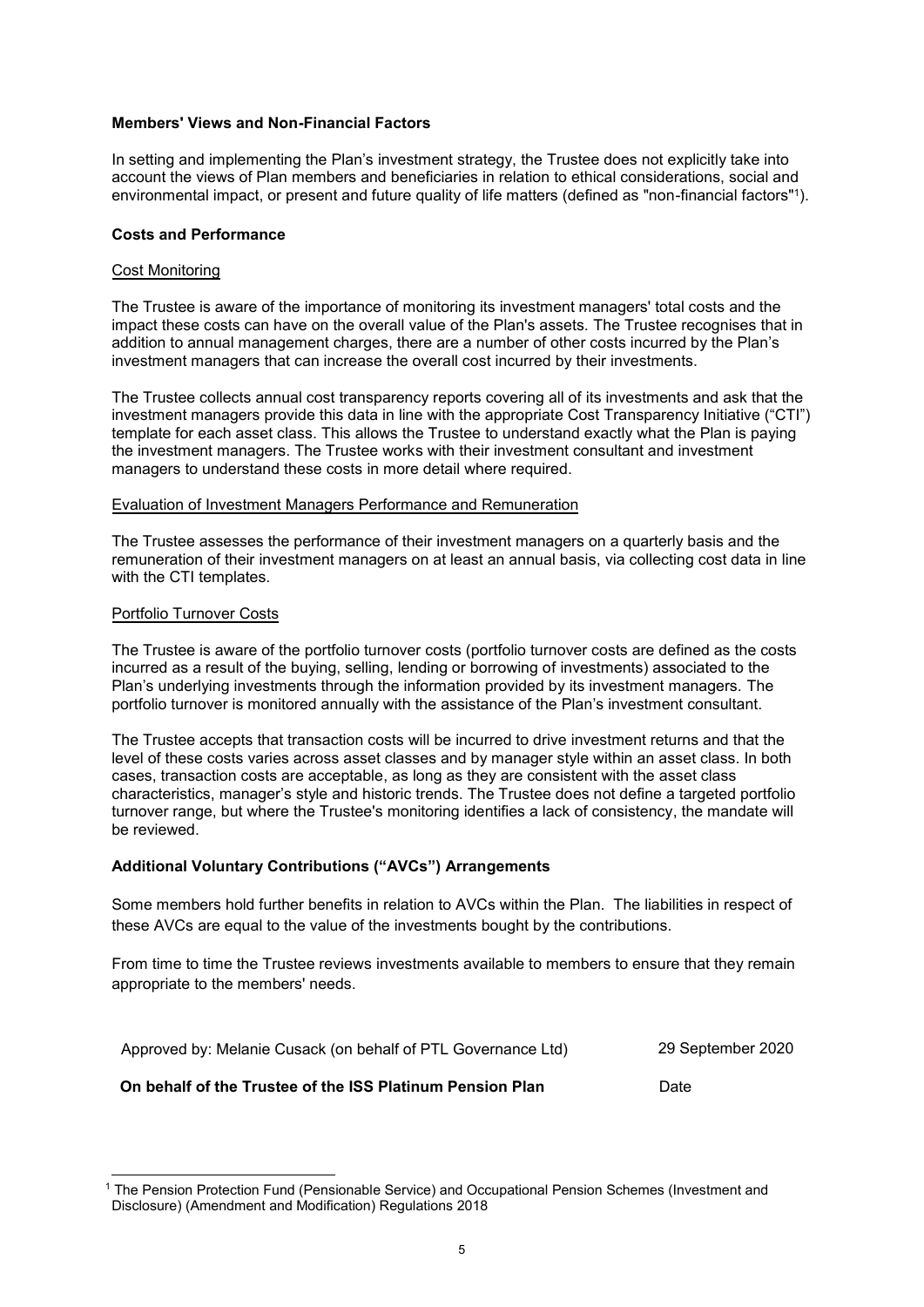**Members' Views and Non-Financial Factors**

In setting and implementing the Plan's investment strategy, the Trustee does not explicitly take into account the views of Plan members and beneficiaries in relation to ethical considerations, social and environmental impact, or present and future quality of life matters (defined as "non-financial factors"[1]).

**Costs and Performance**

Cost Monitoring

The Trustee is aware of the importance of monitoring its investment managers' total costs and the impact these costs can have on the overall value of the Plan's assets. The Trustee recognises that in addition to annual management charges, there are a number of other costs incurred by the Plan's investment managers that can increase the overall cost incurred by their investments.

The Trustee collects annual cost transparency reports covering all of its investments and ask that the investment managers provide this data in line with the appropriate Cost Transparency Initiative ("CTI") template for each asset class. This allows the Trustee to understand exactly what the Plan is paying the investment managers. The Trustee works with their investment consultant and investment managers to understand these costs in more detail where required.

Evaluation of Investment Managers Performance and Remuneration

The Trustee assesses the performance of their investment managers on a quarterly basis and the remuneration of their investment managers on at least an annual basis, via collecting cost data in line with the CTI templates.

Portfolio Turnover Costs

The Trustee is aware of the portfolio turnover costs (portfolio turnover costs are defined as the costs incurred as a result of the buying, selling, lending or borrowing of investments) associated to the Plan's underlying investments through the information provided by its investment managers. The portfolio turnover is monitored annually with the assistance of the Plan's investment consultant.

The Trustee accepts that transaction costs will be incurred to drive investment returns and that the level of these costs varies across asset classes and by manager style within an asset class. In both cases, transaction costs are acceptable, as long as they are consistent with the asset class characteristics, manager's style and historic trends. The Trustee does not define a targeted portfolio turnover range, but where the Trustee's monitoring identifies a lack of consistency, the mandate will be reviewed.

**Additional Voluntary Contributions ("AVCs") Arrangements**

Some members hold further benefits in relation to AVCs within the Plan. The liabilities in respect of these AVCs are equal to the value of the investments bought by the contributions.

From time to time the Trustee reviews investments available to members to ensure that they remain appropriate to the members' needs.

| Approved by: Melanie Cusack (on behalf of PTL Governance Ltd) | 29 September 2020 |
| --- | --- |
| **On behalf of the Trustee of the ISS Platinum Pension Plan** | Date |

[1] The Pension Protection Fund (Pensionable Service) and Occupational Pension Schemes (Investment and Disclosure) (Amendment and Modification) Regulations 2018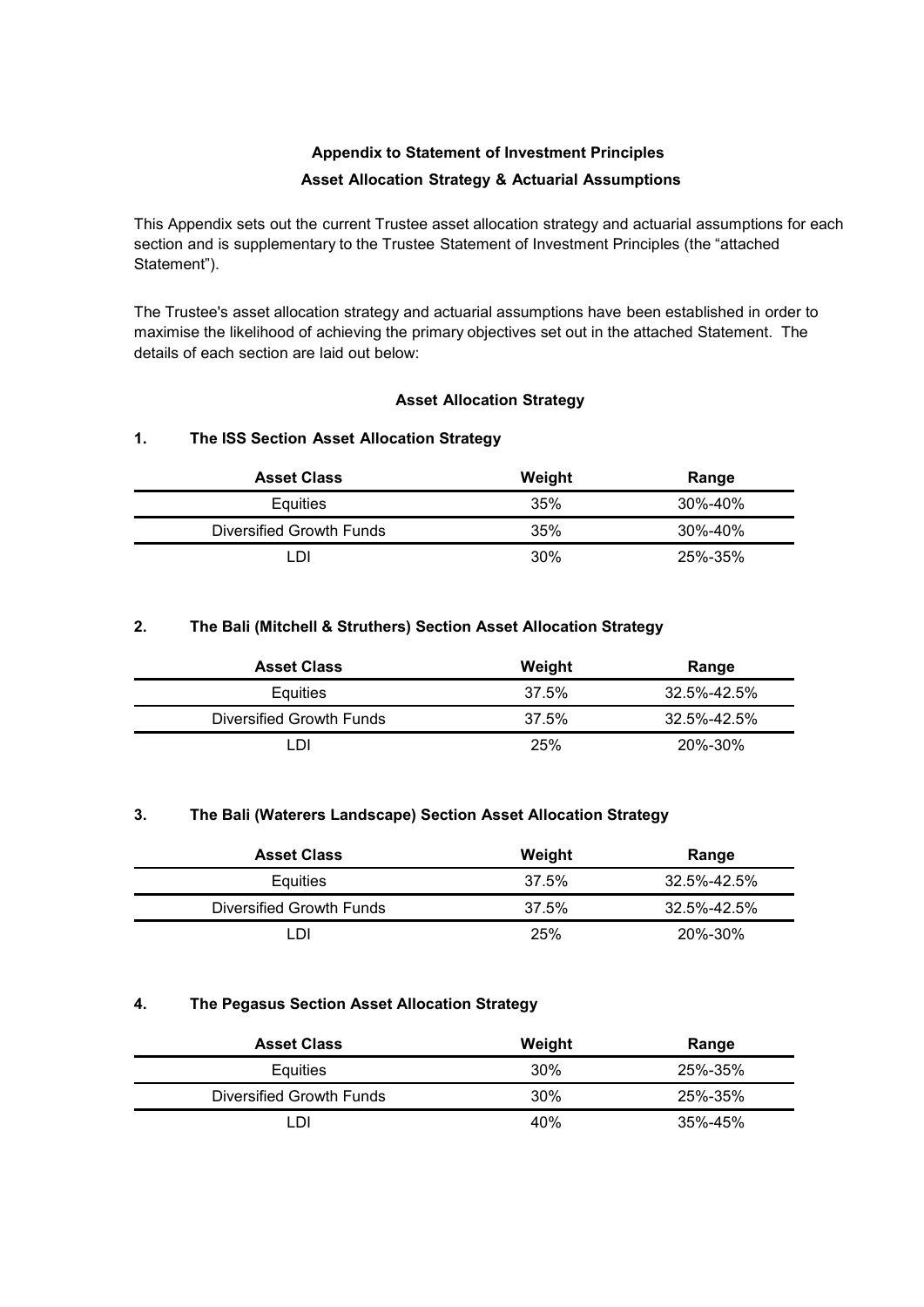## Appendix to Statement of Investment Principles

## Asset Allocation Strategy & Actuarial Assumptions

This Appendix sets out the current Trustee asset allocation strategy and actuarial assumptions for each section and is supplementary to the Trustee Statement of Investment Principles (the "attached Statement").

The Trustee's asset allocation strategy and actuarial assumptions have been established in order to maximise the likelihood of achieving the primary objectives set out in the attached Statement. The details of each section are laid out below:

### Asset Allocation Strategy

#### 1. The ISS Section Asset Allocation Strategy

| Asset Class | Weight | Range |
|---|---|---|
| Equities | 35% | 30%-40% |
| Diversified Growth Funds | 35% | 30%-40% |
| LDI | 30% | 25%-35% |

#### 2. The Bali (Mitchell & Struthers) Section Asset Allocation Strategy

| Asset Class | Weight | Range |
|---|---|---|
| Equities | 37.5% | 32.5%-42.5% |
| Diversified Growth Funds | 37.5% | 32.5%-42.5% |
| LDI | 25% | 20%-30% |

#### 3. The Bali (Waterers Landscape) Section Asset Allocation Strategy

| Asset Class | Weight | Range |
|---|---|---|
| Equities | 37.5% | 32.5%-42.5% |
| Diversified Growth Funds | 37.5% | 32.5%-42.5% |
| LDI | 25% | 20%-30% |

#### 4. The Pegasus Section Asset Allocation Strategy

| Asset Class | Weight | Range |
|---|---|---|
| Equities | 30% | 25%-35% |
| Diversified Growth Funds | 30% | 25%-35% |
| LDI | 40% | 35%-45% |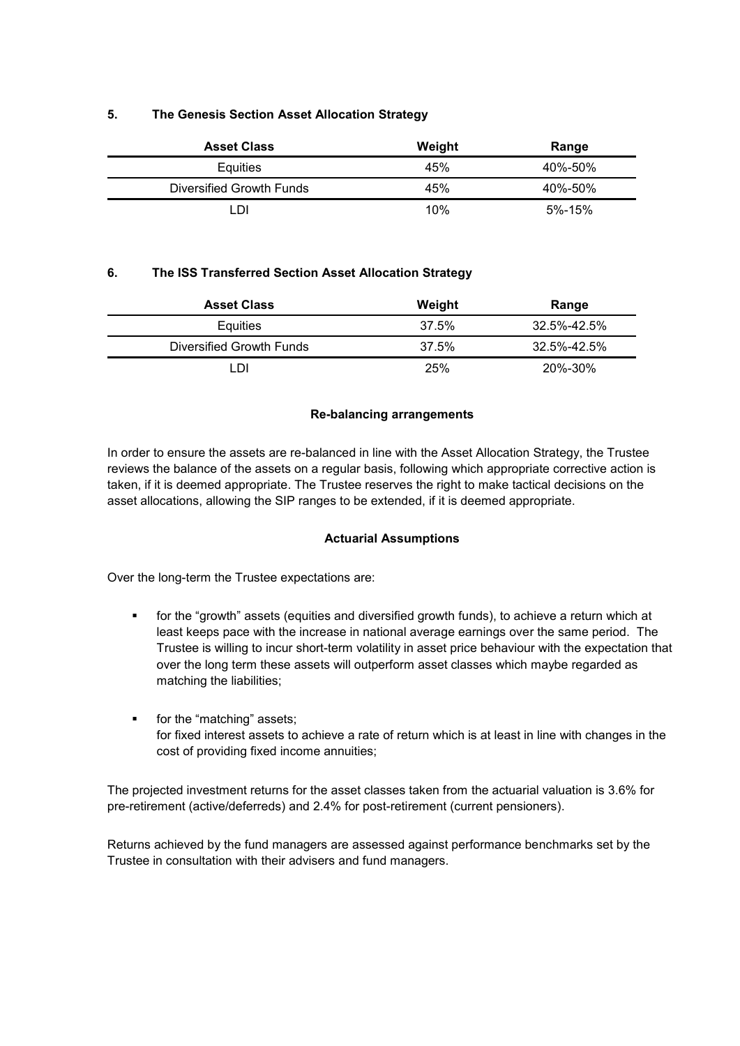## 5. The Genesis Section Asset Allocation Strategy

| Asset Class | Weight | Range |
|---|---|---|
| Equities | 45% | 40%-50% |
| Diversified Growth Funds | 45% | 40%-50% |
| LDI | 10% | 5%-15% |

## 6. The ISS Transferred Section Asset Allocation Strategy

| Asset Class | Weight | Range |
|---|---|---|
| Equities | 37.5% | 32.5%-42.5% |
| Diversified Growth Funds | 37.5% | 32.5%-42.5% |
| LDI | 25% | 20%-30% |

### Re-balancing arrangements

In order to ensure the assets are re-balanced in line with the Asset Allocation Strategy, the Trustee reviews the balance of the assets on a regular basis, following which appropriate corrective action is taken, if it is deemed appropriate. The Trustee reserves the right to make tactical decisions on the asset allocations, allowing the SIP ranges to be extended, if it is deemed appropriate.

### Actuarial Assumptions

Over the long-term the Trustee expectations are:

- for the "growth" assets (equities and diversified growth funds), to achieve a return which at least keeps pace with the increase in national average earnings over the same period. The Trustee is willing to incur short-term volatility in asset price behaviour with the expectation that over the long term these assets will outperform asset classes which maybe regarded as matching the liabilities;

- for the "matching" assets;
  for fixed interest assets to achieve a rate of return which is at least in line with changes in the cost of providing fixed income annuities;

The projected investment returns for the asset classes taken from the actuarial valuation is 3.6% for pre-retirement (active/deferreds) and 2.4% for post-retirement (current pensioners).

Returns achieved by the fund managers are assessed against performance benchmarks set by the Trustee in consultation with their advisers and fund managers.